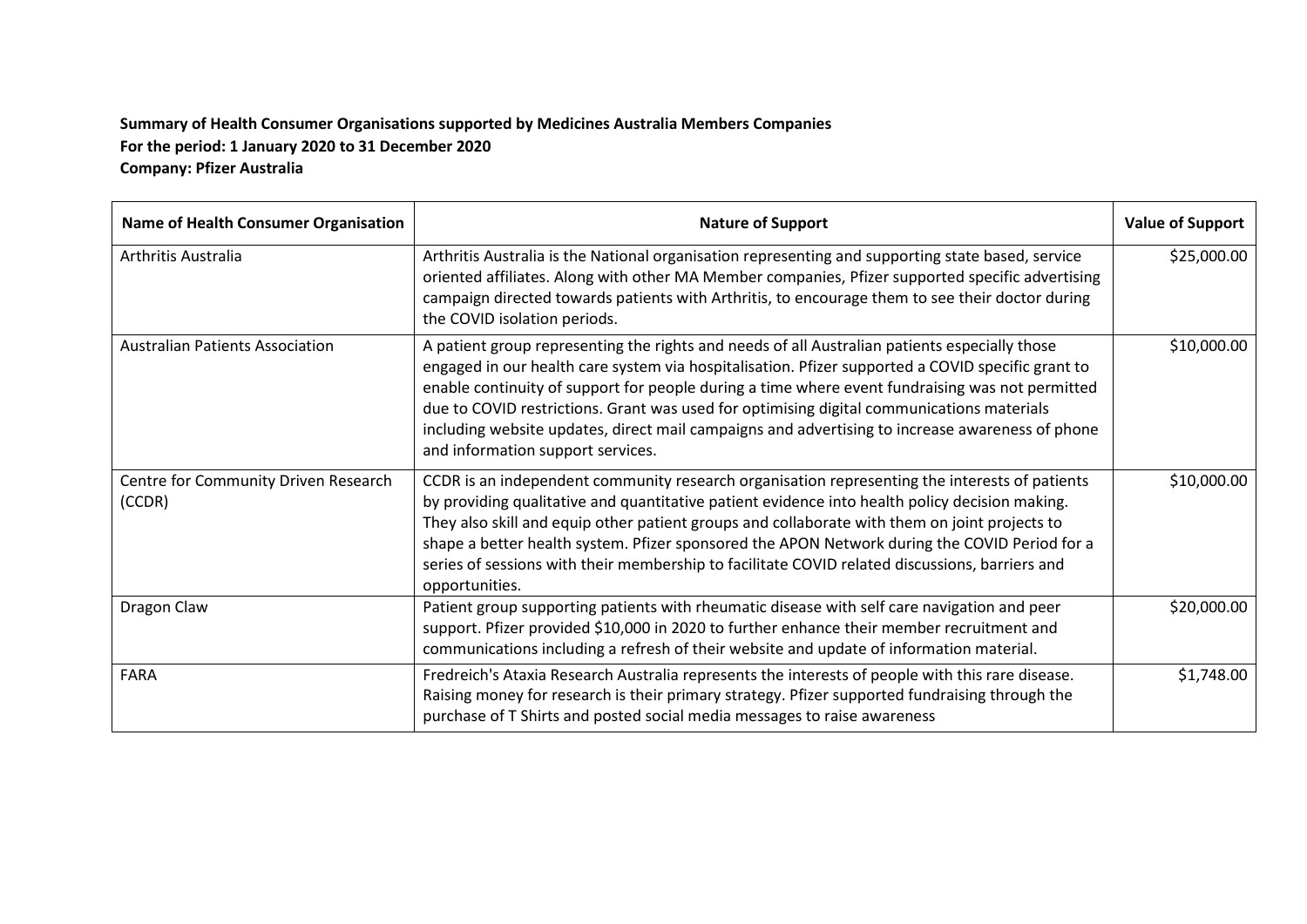**Summary of Health Consumer Organisations supported by Medicines Australia Members Companies**
**For the period: 1 January 2020 to 31 December 2020**
**Company: Pfizer Australia**

| Name of Health Consumer Organisation | Nature of Support | Value of Support |
| --- | --- | --- |
| Arthritis Australia | Arthritis Australia is the National organisation representing and supporting state based, service oriented affiliates. Along with other MA Member companies, Pfizer supported specific advertising campaign directed towards patients with Arthritis, to encourage them to see their doctor during the COVID isolation periods. | $25,000.00 |
| Australian Patients Association | A patient group representing the rights and needs of all Australian patients especially those engaged in our health care system via hospitalisation. Pfizer supported a COVID specific grant to enable continuity of support for people during a time where event fundraising was not permitted due to COVID restrictions. Grant was used for optimising digital communications materials including website updates, direct mail campaigns and advertising to increase awareness of phone and information support services. | $10,000.00 |
| Centre for Community Driven Research (CCDR) | CCDR is an independent community research organisation representing the interests of patients by providing qualitative and quantitative patient evidence into health policy decision making. They also skill and equip other patient groups and collaborate with them on joint projects to shape a better health system. Pfizer sponsored the APON Network during the COVID Period for a series of sessions with their membership to facilitate COVID related discussions, barriers and opportunities. | $10,000.00 |
| Dragon Claw | Patient group supporting patients with rheumatic disease with self care navigation and peer support. Pfizer provided $10,000 in 2020 to further enhance their member recruitment and communications including a refresh of their website and update of information material. | $20,000.00 |
| FARA | Fredreich's Ataxia Research Australia represents the interests of people with this rare disease. Raising money for research is their primary strategy. Pfizer supported fundraising through the purchase of T Shirts and posted social media messages to raise awareness | $1,748.00 |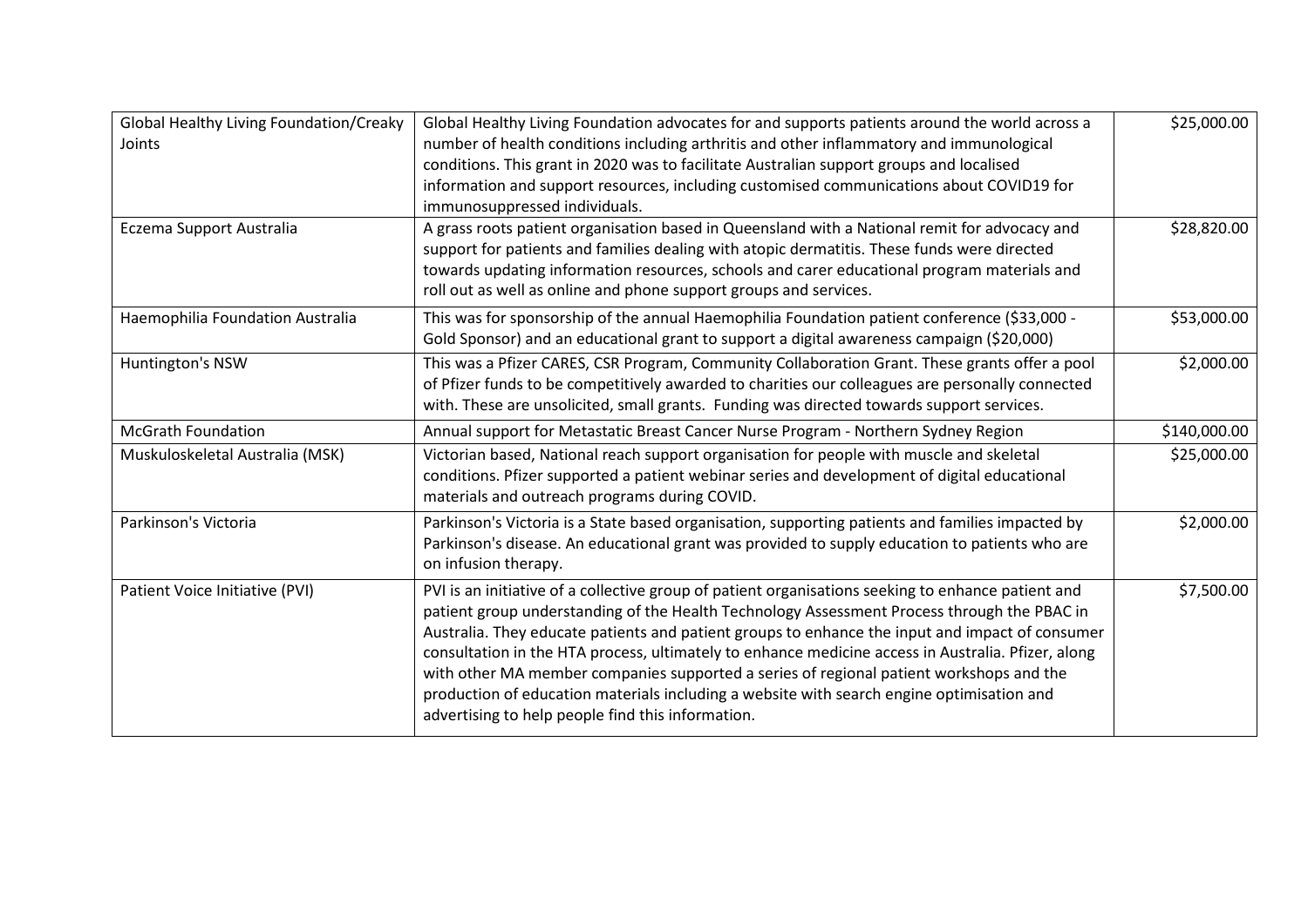| Global Healthy Living Foundation/Creaky Joints | Global Healthy Living Foundation advocates for and supports patients around the world across a number of health conditions including arthritis and other inflammatory and immunological conditions. This grant in 2020 was to facilitate Australian support groups and localised information and support resources, including customised communications about COVID19 for immunosuppressed individuals. | $25,000.00 |
|---|---|---|
| Eczema Support Australia | A grass roots patient organisation based in Queensland with a National remit for advocacy and support for patients and families dealing with atopic dermatitis. These funds were directed towards updating information resources, schools and carer educational program materials and roll out as well as online and phone support groups and services. | $28,820.00 |
| Haemophilia Foundation Australia | This was for sponsorship of the annual Haemophilia Foundation patient conference ($33,000 - Gold Sponsor) and an educational grant to support a digital awareness campaign ($20,000) | $53,000.00 |
| Huntington's NSW | This was a Pfizer CARES, CSR Program, Community Collaboration Grant. These grants offer a pool of Pfizer funds to be competitively awarded to charities our colleagues are personally connected with. These are unsolicited, small grants. Funding was directed towards support services. | $2,000.00 |
| McGrath Foundation | Annual support for Metastatic Breast Cancer Nurse Program - Northern Sydney Region | $140,000.00 |
| Muskuloskeletal Australia (MSK) | Victorian based, National reach support organisation for people with muscle and skeletal conditions. Pfizer supported a patient webinar series and development of digital educational materials and outreach programs during COVID. | $25,000.00 |
| Parkinson's Victoria | Parkinson's Victoria is a State based organisation, supporting patients and families impacted by Parkinson's disease. An educational grant was provided to supply education to patients who are on infusion therapy. | $2,000.00 |
| Patient Voice Initiative (PVI) | PVI is an initiative of a collective group of patient organisations seeking to enhance patient and patient group understanding of the Health Technology Assessment Process through the PBAC in Australia. They educate patients and patient groups to enhance the input and impact of consumer consultation in the HTA process, ultimately to enhance medicine access in Australia. Pfizer, along with other MA member companies supported a series of regional patient workshops and the production of education materials including a website with search engine optimisation and advertising to help people find this information. | $7,500.00 |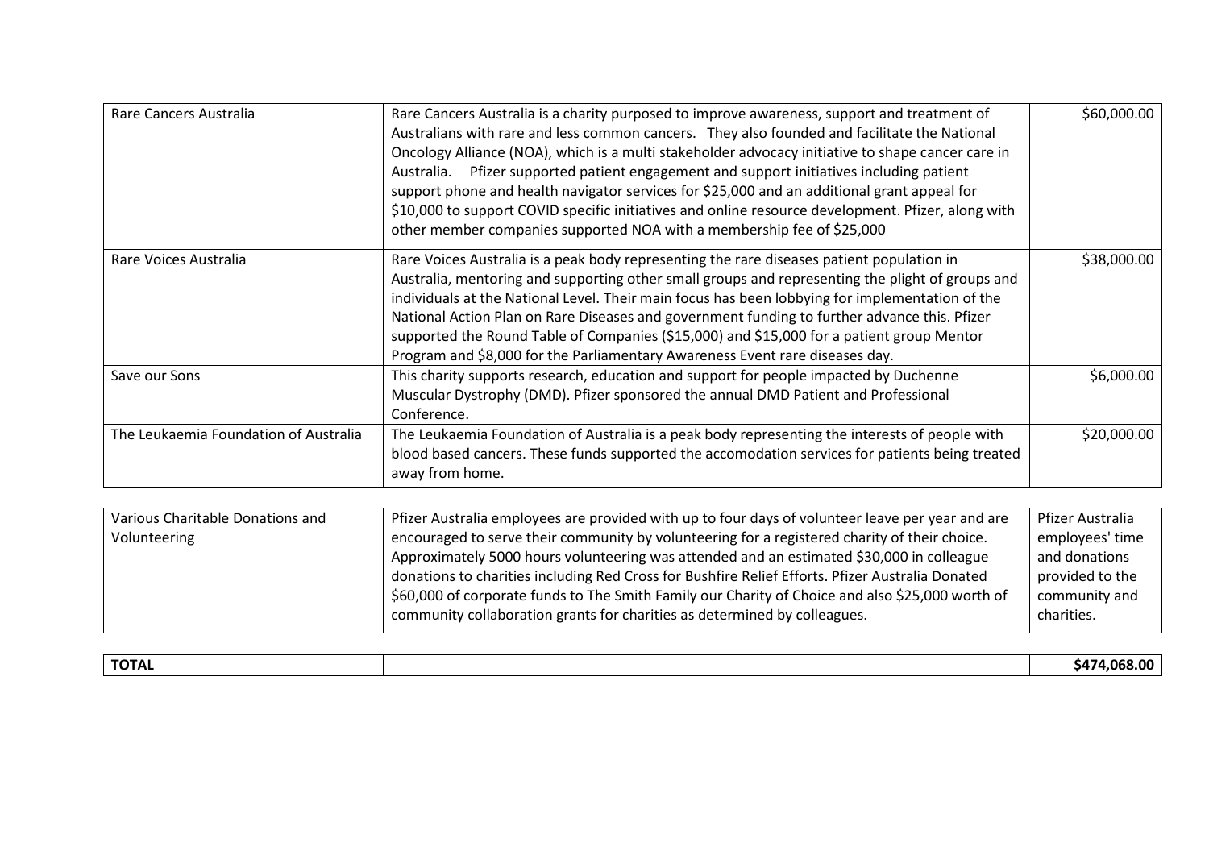| | | |
|---|---|---|
| Rare Cancers Australia | Rare Cancers Australia is a charity purposed to improve awareness, support and treatment of Australians with rare and less common cancers. They also founded and facilitate the National Oncology Alliance (NOA), which is a multi stakeholder advocacy initiative to shape cancer care in Australia. Pfizer supported patient engagement and support initiatives including patient support phone and health navigator services for $25,000 and an additional grant appeal for $10,000 to support COVID specific initiatives and online resource development. Pfizer, along with other member companies supported NOA with a membership fee of $25,000 | $60,000.00 |
| Rare Voices Australia | Rare Voices Australia is a peak body representing the rare diseases patient population in Australia, mentoring and supporting other small groups and representing the plight of groups and individuals at the National Level. Their main focus has been lobbying for implementation of the National Action Plan on Rare Diseases and government funding to further advance this. Pfizer supported the Round Table of Companies ($15,000) and $15,000 for a patient group Mentor Program and $8,000 for the Parliamentary Awareness Event rare diseases day. | $38,000.00 |
| Save our Sons | This charity supports research, education and support for people impacted by Duchenne Muscular Dystrophy (DMD). Pfizer sponsored the annual DMD Patient and Professional Conference. | $6,000.00 |
| The Leukaemia Foundation of Australia | The Leukaemia Foundation of Australia is a peak body representing the interests of people with blood based cancers. These funds supported the accomodation services for patients being treated away from home. | $20,000.00 |
| Various Charitable Donations and Volunteering | Pfizer Australia employees are provided with up to four days of volunteer leave per year and are encouraged to serve their community by volunteering for a registered charity of their choice. Approximately 5000 hours volunteering was attended and an estimated $30,000 in colleague donations to charities including Red Cross for Bushfire Relief Efforts. Pfizer Australia Donated $60,000 of corporate funds to The Smith Family our Charity of Choice and also $25,000 worth of community collaboration grants for charities as determined by colleagues. | Pfizer Australia employees' time and donations provided to the community and charities. |
| **TOTAL** | | **$474,068.00** |